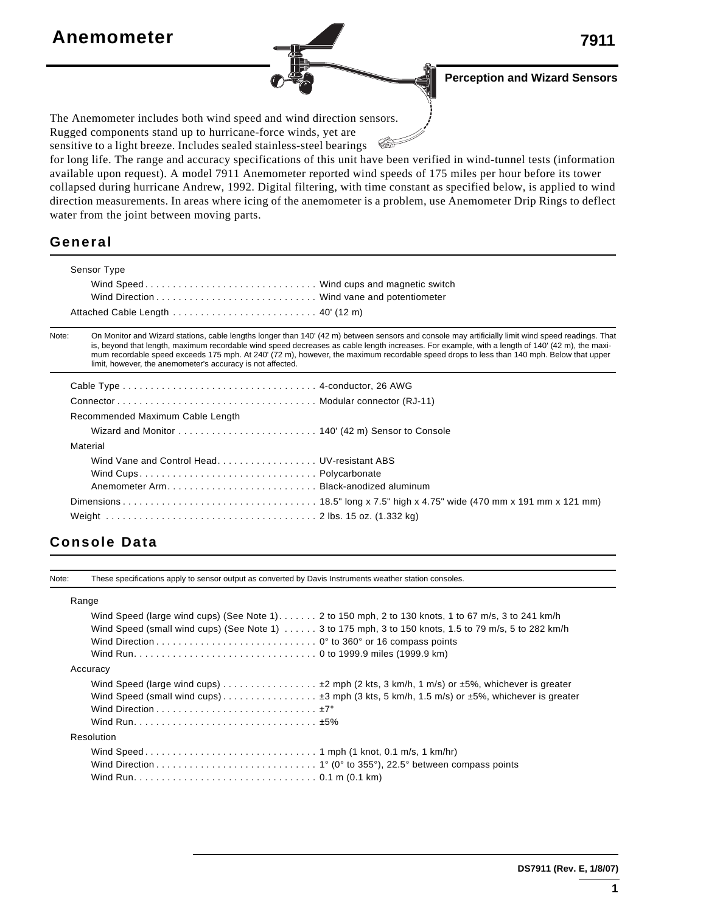# Anemometer

**7911**

**Perception and Wizard Sensors**

The Anemometer includes both wind speed and wind direction sensors. Rugged components stand up to hurricane-force winds, yet are sensitive to a light breeze. Includes sealed stainless-steel bearings for long life. The range and accuracy specifications of this unit have been verified in wind-tunnel tests (information available upon request). A model 7911 Anemometer reported wind speeds of 175 miles per hour before its tower collapsed during hurricane Andrew, 1992. Digital filtering, with time constant as specified below, is applied to wind direction measurements. In areas where icing of the anemometer is a problem, use Anemometer Drip Rings to deflect water from the joint between moving parts.

## General

Sensor Type

- Wind Speed . . . . . . . . . . Wind cups and magnetic switch
- Wind Direction . . . . . . . . . . Wind vane and potentiometer

Attached Cable Length . . . . . . . . . . 40' (12 m)

Note: On Monitor and Wizard stations, cable lengths longer than 140' (42 m) between sensors and console may artificially limit wind speed readings. That is, beyond that length, maximum recordable wind speed decreases as cable length increases. For example, with a length of 140' (42 m), the maximum recordable speed exceeds 175 mph. At 240' (72 m), however, the maximum recordable speed drops to less than 140 mph. Below that upper limit, however, the anemometer's accuracy is not affected.

Cable Type . . . . . . . . . . 4-conductor, 26 AWG

Connector . . . . . . . . . . Modular connector (RJ-11)

Recommended Maximum Cable Length

- Wizard and Monitor . . . . . . . . . . 140' (42 m) Sensor to Console

Material

- Wind Vane and Control Head. . . . . . . . . . UV-resistant ABS
- Wind Cups. . . . . . . . . . Polycarbonate
- Anemometer Arm. . . . . . . . . . Black-anodized aluminum

Dimensions . . . . . . . . . . 18.5" long x 7.5" high x 4.75" wide (470 mm x 191 mm x 121 mm)

Weight . . . . . . . . . . 2 lbs. 15 oz. (1.332 kg)

## Console Data

Note: These specifications apply to sensor output as converted by Davis Instruments weather station consoles.

Range

- Wind Speed (large wind cups) (See Note 1). . . . . . . 2 to 150 mph, 2 to 130 knots, 1 to 67 m/s, 3 to 241 km/h
- Wind Speed (small wind cups) (See Note 1) . . . . . . 3 to 175 mph, 3 to 150 knots, 1.5 to 79 m/s, 5 to 282 km/h
- Wind Direction . . . . . . . . . . 0° to 360° or 16 compass points
- Wind Run. . . . . . . . . . 0 to 1999.9 miles (1999.9 km)

Accuracy

- Wind Speed (large wind cups) . . . . . . . . . . ±2 mph (2 kts, 3 km/h, 1 m/s) or ±5%, whichever is greater
- Wind Speed (small wind cups) . . . . . . . . . . ±3 mph (3 kts, 5 km/h, 1.5 m/s) or ±5%, whichever is greater
- Wind Direction . . . . . . . . . . ±7°
- Wind Run. . . . . . . . . . ±5%

Resolution

- Wind Speed . . . . . . . . . . 1 mph (1 knot, 0.1 m/s, 1 km/hr)
- Wind Direction . . . . . . . . . . 1° (0° to 355°), 22.5° between compass points
- Wind Run. . . . . . . . . . 0.1 m (0.1 km)

DS7911 (Rev. E, 1/8/07)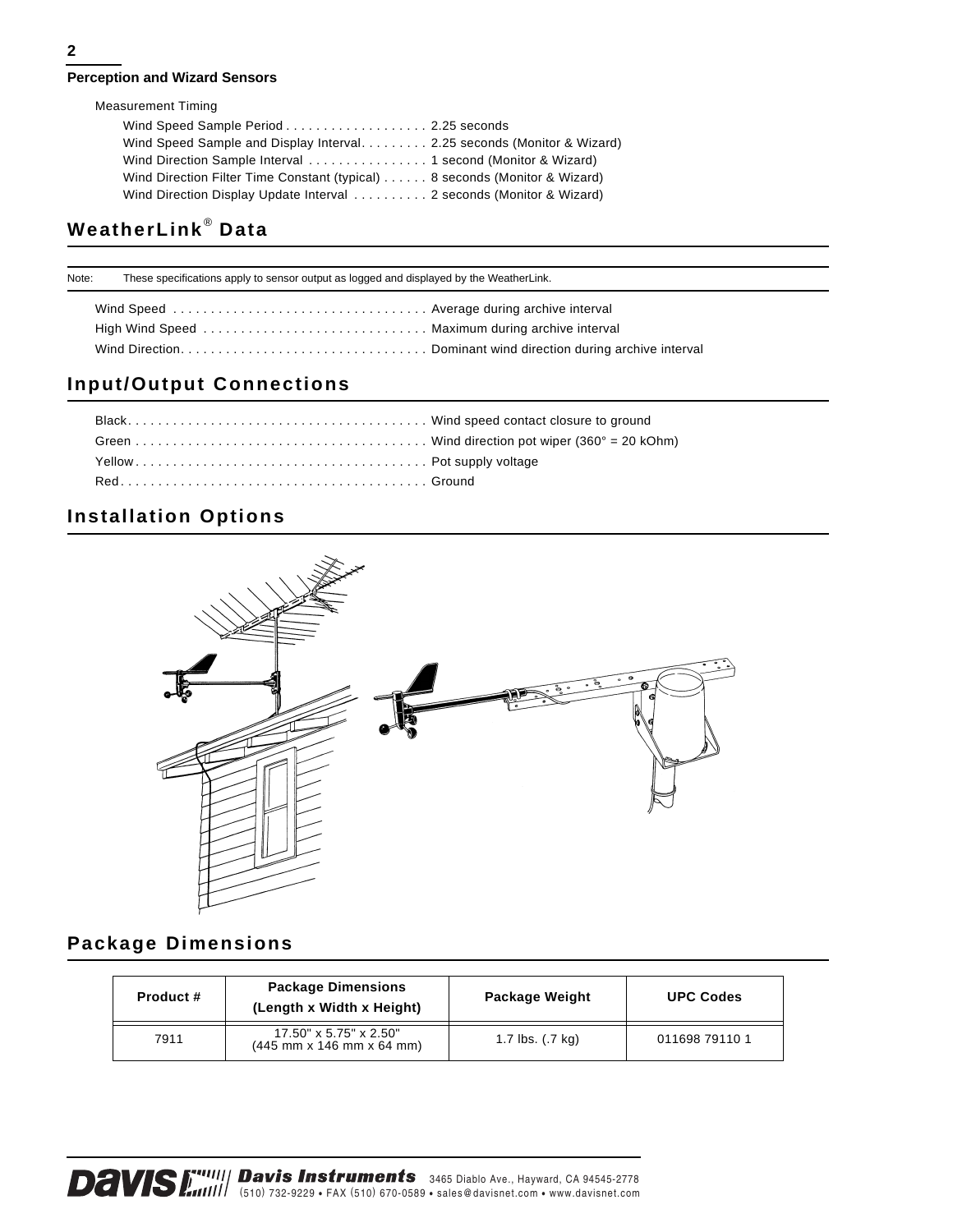**Perception and Wizard Sensors**

Measurement Timing

- Wind Speed Sample Period . . . . . . . . . . . . . . . . . . . 2.25 seconds
- Wind Speed Sample and Display Interval. . . . . . . . . 2.25 seconds (Monitor & Wizard)
- Wind Direction Sample Interval . . . . . . . . . . . . . . . . 1 second (Monitor & Wizard)
- Wind Direction Filter Time Constant (typical) . . . . . . 8 seconds (Monitor & Wizard)
- Wind Direction Display Update Interval . . . . . . . . . . 2 seconds (Monitor & Wizard)

## WeatherLink® Data

Note: These specifications apply to sensor output as logged and displayed by the WeatherLink.

- Wind Speed . . . . . . . . . . . . . . . . . . . . . . . . . . . . . . . . . Average during archive interval
- High Wind Speed . . . . . . . . . . . . . . . . . . . . . . . . . . . . . Maximum during archive interval
- Wind Direction. . . . . . . . . . . . . . . . . . . . . . . . . . . . . . . . Dominant wind direction during archive interval

## Input/Output Connections

- Black. . . . . . . . . . . . . . . . . . . . . . . . . . . . . . . . . . . . . . . Wind speed contact closure to ground
- Green . . . . . . . . . . . . . . . . . . . . . . . . . . . . . . . . . . . . . . Wind direction pot wiper (360° = 20 kOhm)
- Yellow . . . . . . . . . . . . . . . . . . . . . . . . . . . . . . . . . . . . . . Pot supply voltage
- Red. . . . . . . . . . . . . . . . . . . . . . . . . . . . . . . . . . . . . . . . Ground

## Installation Options

## Package Dimensions

| Product # | Package Dimensions (Length x Width x Height) | Package Weight | UPC Codes |
|---|---|---|---|
| 7911 | 17.50" x 5.75" x 2.50" (445 mm x 146 mm x 64 mm) | 1.7 lbs. (.7 kg) | 011698 79110 1 |

**Davis Instruments** 3465 Diablo Ave., Hayward, CA 94545-2778
(510) 732-9229 • FAX (510) 670-0589 • sales@davisnet.com • www.davisnet.com